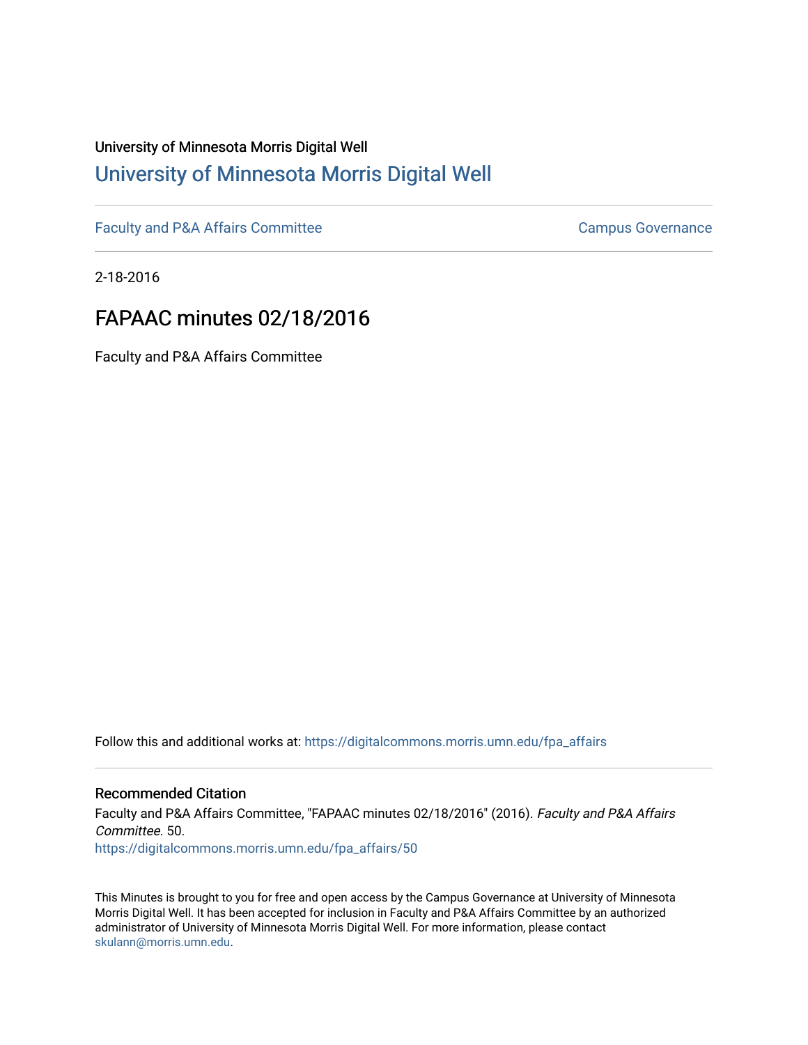University of Minnesota Morris Digital Well

# University of Minnesota Morris Digital Well

Faculty and P&A Affairs Committee | Campus Governance

2-18-2016

## FAPAAC minutes 02/18/2016

Faculty and P&A Affairs Committee

Follow this and additional works at: https://digitalcommons.morris.umn.edu/fpa_affairs

### Recommended Citation

Faculty and P&A Affairs Committee, "FAPAAC minutes 02/18/2016" (2016). *Faculty and P&A Affairs Committee*. 50.
https://digitalcommons.morris.umn.edu/fpa_affairs/50

This Minutes is brought to you for free and open access by the Campus Governance at University of Minnesota Morris Digital Well. It has been accepted for inclusion in Faculty and P&A Affairs Committee by an authorized administrator of University of Minnesota Morris Digital Well. For more information, please contact skulann@morris.umn.edu.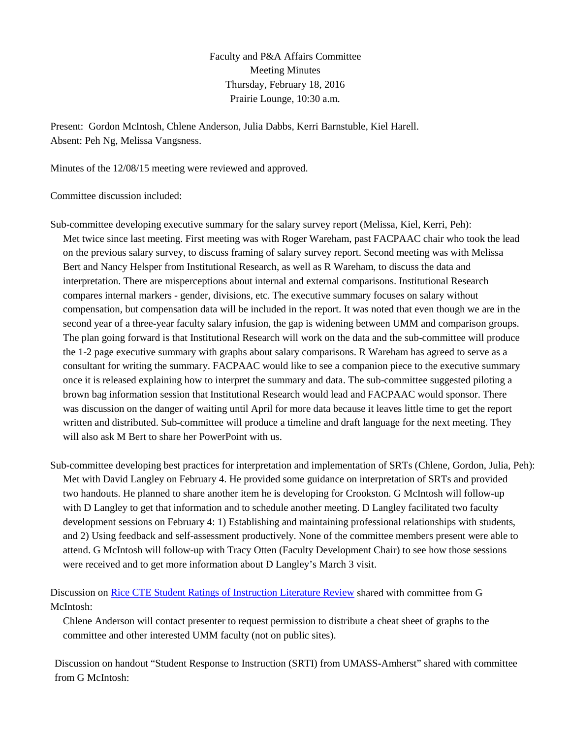Faculty and P&A Affairs Committee
Meeting Minutes
Thursday, February 18, 2016
Prairie Lounge, 10:30 a.m.

Present: Gordon McIntosh, Chlene Anderson, Julia Dabbs, Kerri Barnstuble, Kiel Harell.
Absent: Peh Ng, Melissa Vangsness.

Minutes of the 12/08/15 meeting were reviewed and approved.

Committee discussion included:

Sub-committee developing executive summary for the salary survey report (Melissa, Kiel, Kerri, Peh):
Met twice since last meeting. First meeting was with Roger Wareham, past FACPAAC chair who took the lead on the previous salary survey, to discuss framing of salary survey report. Second meeting was with Melissa Bert and Nancy Helsper from Institutional Research, as well as R Wareham, to discuss the data and interpretation. There are misperceptions about internal and external comparisons. Institutional Research compares internal markers - gender, divisions, etc. The executive summary focuses on salary without compensation, but compensation data will be included in the report. It was noted that even though we are in the second year of a three-year faculty salary infusion, the gap is widening between UMM and comparison groups. The plan going forward is that Institutional Research will work on the data and the sub-committee will produce the 1-2 page executive summary with graphs about salary comparisons. R Wareham has agreed to serve as a consultant for writing the summary. FACPAAC would like to see a companion piece to the executive summary once it is released explaining how to interpret the summary and data. The sub-committee suggested piloting a brown bag information session that Institutional Research would lead and FACPAAC would sponsor. There was discussion on the danger of waiting until April for more data because it leaves little time to get the report written and distributed. Sub-committee will produce a timeline and draft language for the next meeting. They will also ask M Bert to share her PowerPoint with us.

Sub-committee developing best practices for interpretation and implementation of SRTs (Chlene, Gordon, Julia, Peh):
Met with David Langley on February 4. He provided some guidance on interpretation of SRTs and provided two handouts. He planned to share another item he is developing for Crookston. G McIntosh will follow-up with D Langley to get that information and to schedule another meeting. D Langley facilitated two faculty development sessions on February 4: 1) Establishing and maintaining professional relationships with students, and 2) Using feedback and self-assessment productively. None of the committee members present were able to attend. G McIntosh will follow-up with Tracy Otten (Faculty Development Chair) to see how those sessions were received and to get more information about D Langley's March 3 visit.

Discussion on Rice CTE Student Ratings of Instruction Literature Review shared with committee from G McIntosh:
Chlene Anderson will contact presenter to request permission to distribute a cheat sheet of graphs to the committee and other interested UMM faculty (not on public sites).

Discussion on handout "Student Response to Instruction (SRTI) from UMASS-Amherst" shared with committee from G McIntosh: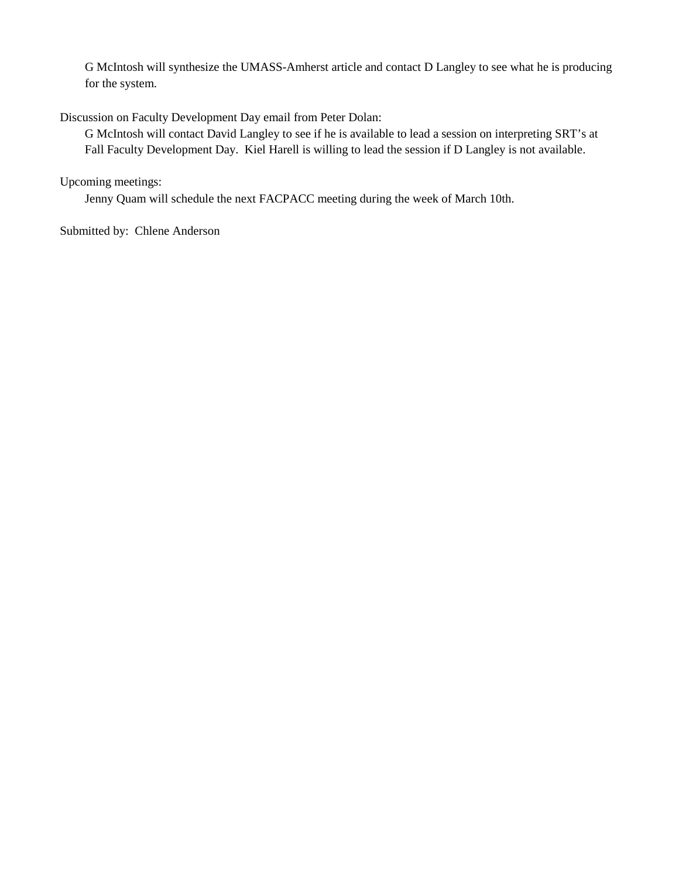G McIntosh will synthesize the UMASS-Amherst article and contact D Langley to see what he is producing for the system.

Discussion on Faculty Development Day email from Peter Dolan:

G McIntosh will contact David Langley to see if he is available to lead a session on interpreting SRT's at Fall Faculty Development Day. Kiel Harell is willing to lead the session if D Langley is not available.

Upcoming meetings:

Jenny Quam will schedule the next FACPACC meeting during the week of March 10th.

Submitted by: Chlene Anderson